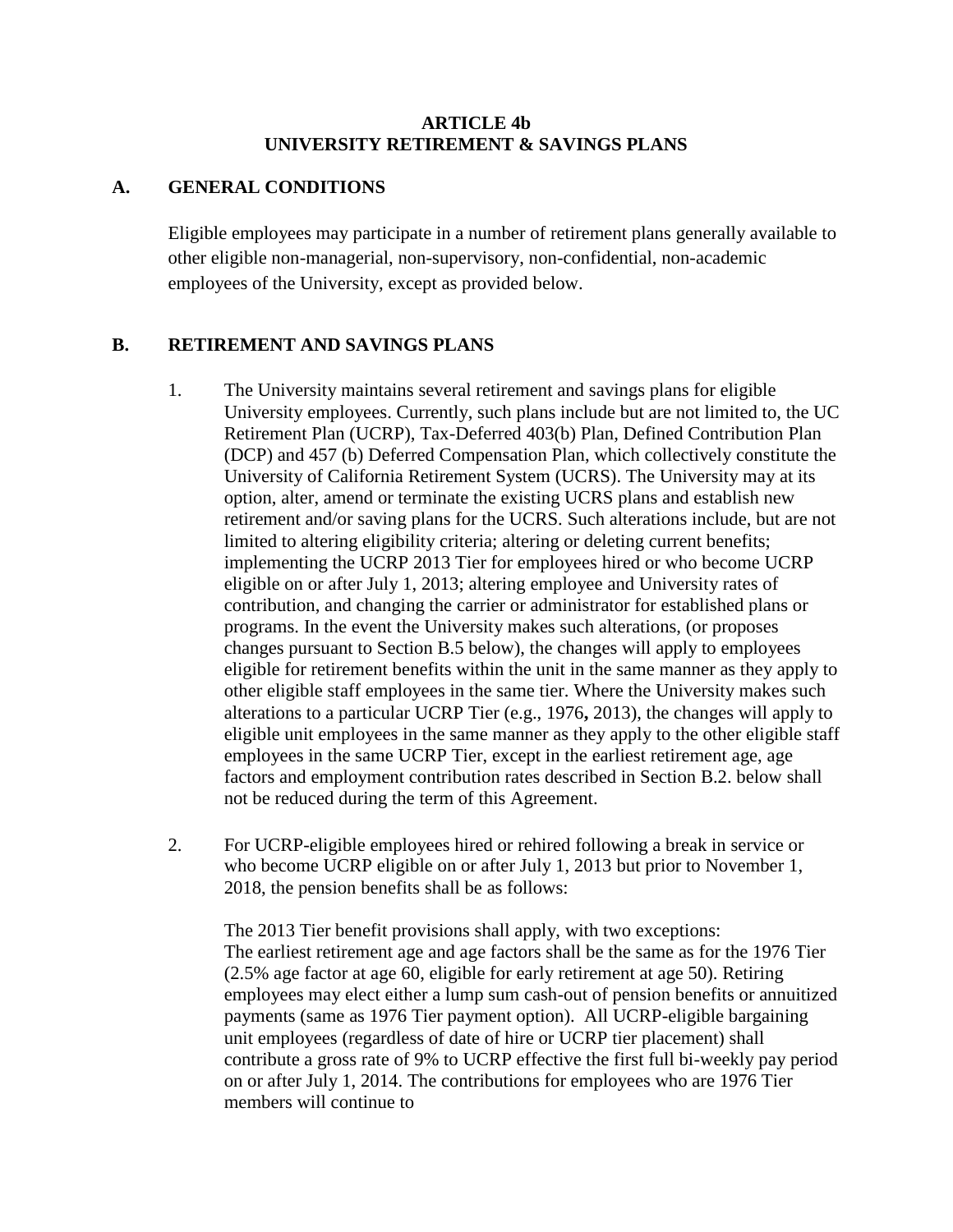# ARTICLE 4b
# UNIVERSITY RETIREMENT & SAVINGS PLANS

## A. GENERAL CONDITIONS

Eligible employees may participate in a number of retirement plans generally available to other eligible non-managerial, non-supervisory, non-confidential, non-academic employees of the University, except as provided below.

## B. RETIREMENT AND SAVINGS PLANS

1. The University maintains several retirement and savings plans for eligible University employees. Currently, such plans include but are not limited to, the UC Retirement Plan (UCRP), Tax-Deferred 403(b) Plan, Defined Contribution Plan (DCP) and 457 (b) Deferred Compensation Plan, which collectively constitute the University of California Retirement System (UCRS). The University may at its option, alter, amend or terminate the existing UCRS plans and establish new retirement and/or saving plans for the UCRS. Such alterations include, but are not limited to altering eligibility criteria; altering or deleting current benefits; implementing the UCRP 2013 Tier for employees hired or who become UCRP eligible on or after July 1, 2013; altering employee and University rates of contribution, and changing the carrier or administrator for established plans or programs. In the event the University makes such alterations, (or proposes changes pursuant to Section B.5 below), the changes will apply to employees eligible for retirement benefits within the unit in the same manner as they apply to other eligible staff employees in the same tier. Where the University makes such alterations to a particular UCRP Tier (e.g., 1976**,** 2013), the changes will apply to eligible unit employees in the same manner as they apply to the other eligible staff employees in the same UCRP Tier, except in the earliest retirement age, age factors and employment contribution rates described in Section B.2. below shall not be reduced during the term of this Agreement.

2. For UCRP-eligible employees hired or rehired following a break in service or who become UCRP eligible on or after July 1, 2013 but prior to November 1, 2018, the pension benefits shall be as follows:

   The 2013 Tier benefit provisions shall apply, with two exceptions:
   The earliest retirement age and age factors shall be the same as for the 1976 Tier (2.5% age factor at age 60, eligible for early retirement at age 50). Retiring employees may elect either a lump sum cash-out of pension benefits or annuitized payments (same as 1976 Tier payment option). All UCRP-eligible bargaining unit employees (regardless of date of hire or UCRP tier placement) shall contribute a gross rate of 9% to UCRP effective the first full bi-weekly pay period on or after July 1, 2014. The contributions for employees who are 1976 Tier members will continue to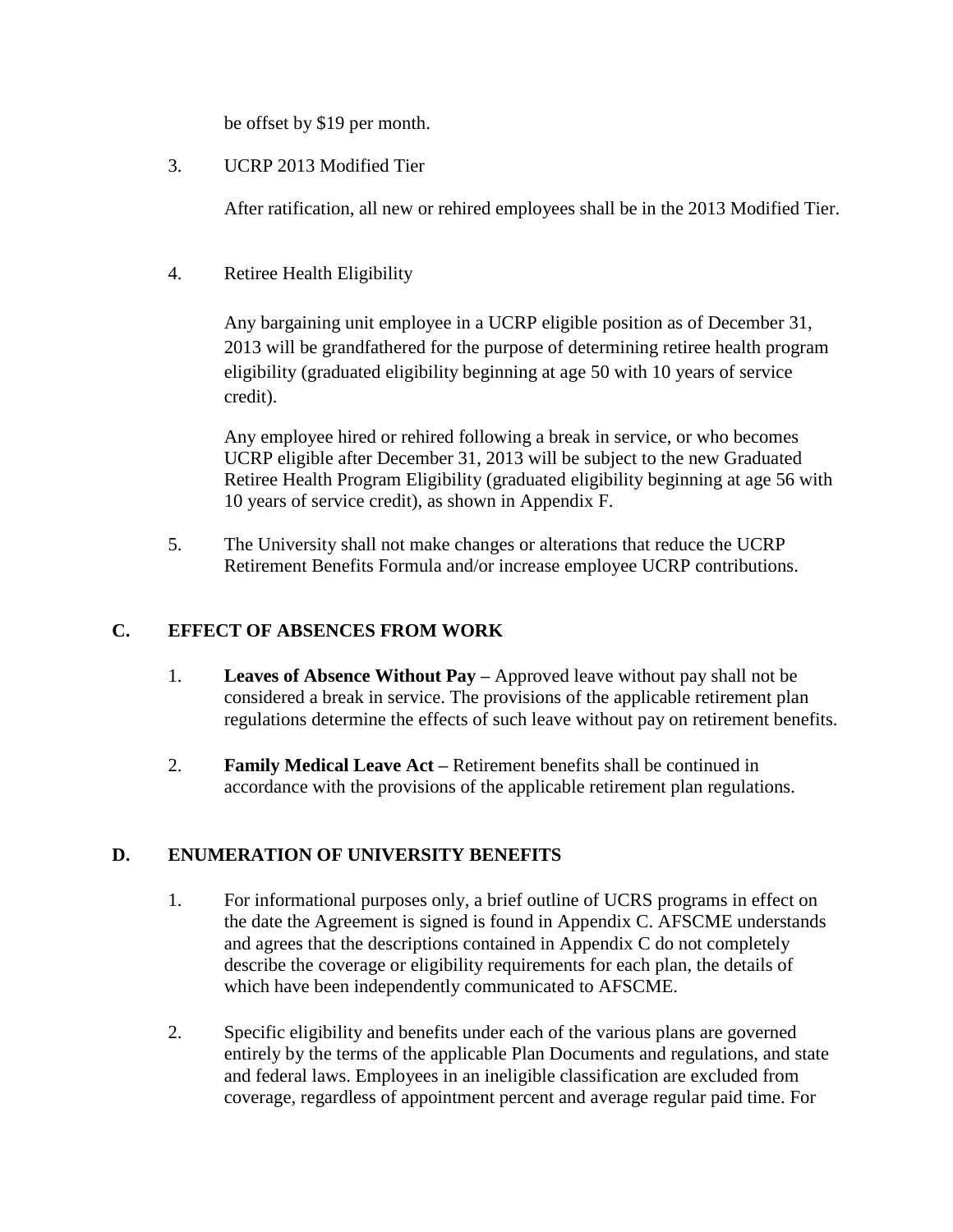be offset by $19 per month.

3. UCRP 2013 Modified Tier

   After ratification, all new or rehired employees shall be in the 2013 Modified Tier.

4. Retiree Health Eligibility

   Any bargaining unit employee in a UCRP eligible position as of December 31, 2013 will be grandfathered for the purpose of determining retiree health program eligibility (graduated eligibility beginning at age 50 with 10 years of service credit).

   Any employee hired or rehired following a break in service, or who becomes UCRP eligible after December 31, 2013 will be subject to the new Graduated Retiree Health Program Eligibility (graduated eligibility beginning at age 56 with 10 years of service credit), as shown in Appendix F.

5. The University shall not make changes or alterations that reduce the UCRP Retirement Benefits Formula and/or increase employee UCRP contributions.

## C. EFFECT OF ABSENCES FROM WORK

1. **Leaves of Absence Without Pay –** Approved leave without pay shall not be considered a break in service. The provisions of the applicable retirement plan regulations determine the effects of such leave without pay on retirement benefits.

2. **Family Medical Leave Act –** Retirement benefits shall be continued in accordance with the provisions of the applicable retirement plan regulations.

## D. ENUMERATION OF UNIVERSITY BENEFITS

1. For informational purposes only, a brief outline of UCRS programs in effect on the date the Agreement is signed is found in Appendix C. AFSCME understands and agrees that the descriptions contained in Appendix C do not completely describe the coverage or eligibility requirements for each plan, the details of which have been independently communicated to AFSCME.

2. Specific eligibility and benefits under each of the various plans are governed entirely by the terms of the applicable Plan Documents and regulations, and state and federal laws. Employees in an ineligible classification are excluded from coverage, regardless of appointment percent and average regular paid time. For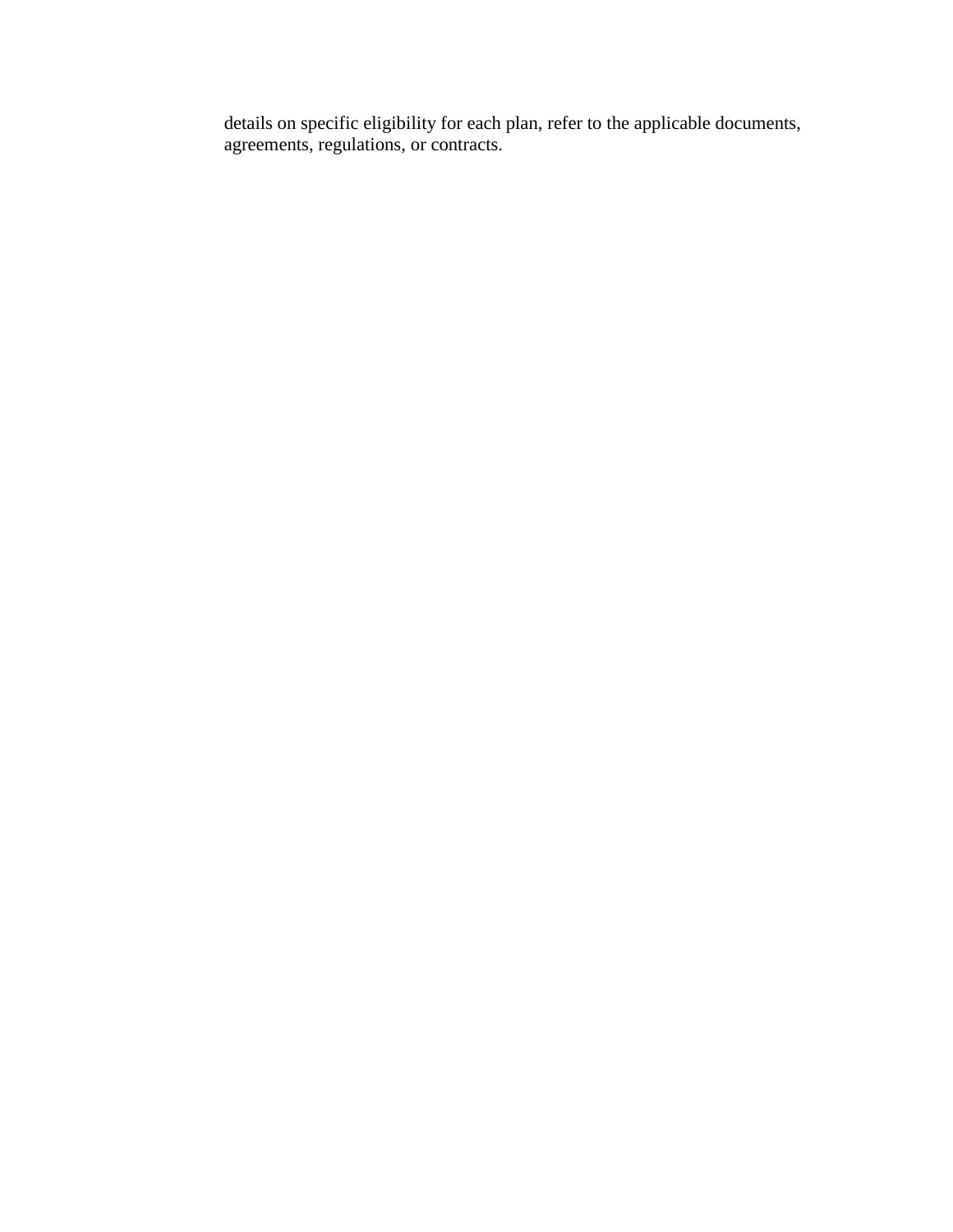details on specific eligibility for each plan, refer to the applicable documents, agreements, regulations, or contracts.